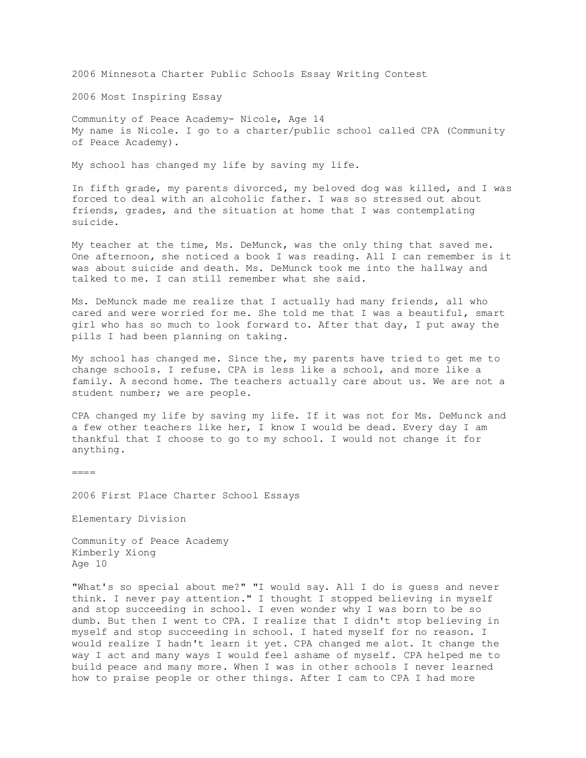# 2006 Minnesota Charter Public Schools Essay Writing Contest

## 2006 Most Inspiring Essay

Community of Peace Academy- Nicole, Age 14

My name is Nicole. I go to a charter/public school called CPA (Community of Peace Academy).

My school has changed my life by saving my life.

In fifth grade, my parents divorced, my beloved dog was killed, and I was forced to deal with an alcoholic father. I was so stressed out about friends, grades, and the situation at home that I was contemplating suicide.

My teacher at the time, Ms. DeMunck, was the only thing that saved me. One afternoon, she noticed a book I was reading. All I can remember is it was about suicide and death. Ms. DeMunck took me into the hallway and talked to me. I can still remember what she said.

Ms. DeMunck made me realize that I actually had many friends, all who cared and were worried for me. She told me that I was a beautiful, smart girl who has so much to look forward to. After that day, I put away the pills I had been planning on taking.

My school has changed me. Since the, my parents have tried to get me to change schools. I refuse. CPA is less like a school, and more like a family. A second home. The teachers actually care about us. We are not a student number; we are people.

CPA changed my life by saving my life. If it was not for Ms. DeMunck and a few other teachers like her, I know I would be dead. Every day I am thankful that I choose to go to my school. I would not change it for anything.

====

## 2006 First Place Charter School Essays

### Elementary Division

Community of Peace Academy
Kimberly Xiong
Age 10

"What's so special about me?" "I would say. All I do is guess and never think. I never pay attention." I thought I stopped believing in myself and stop succeeding in school. I even wonder why I was born to be so dumb. But then I went to CPA. I realize that I didn't stop believing in myself and stop succeeding in school. I hated myself for no reason. I would realize I hadn't learn it yet. CPA changed me alot. It change the way I act and many ways I would feel ashame of myself. CPA helped me to build peace and many more. When I was in other schools I never learned how to praise people or other things. After I cam to CPA I had more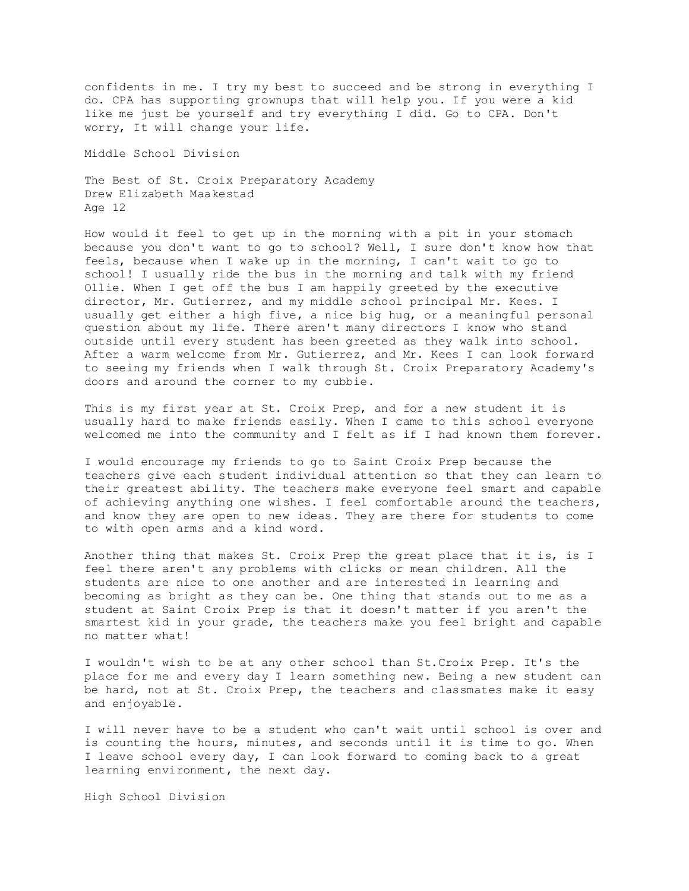confidents in me. I try my best to succeed and be strong in everything I do. CPA has supporting grownups that will help you. If you were a kid like me just be yourself and try everything I did. Go to CPA. Don't worry, It will change your life.

## Middle School Division

### The Best of St. Croix Preparatory Academy

Drew Elizabeth Maakestad  
Age 12

How would it feel to get up in the morning with a pit in your stomach because you don't want to go to school? Well, I sure don't know how that feels, because when I wake up in the morning, I can't wait to go to school! I usually ride the bus in the morning and talk with my friend Ollie. When I get off the bus I am happily greeted by the executive director, Mr. Gutierrez, and my middle school principal Mr. Kees. I usually get either a high five, a nice big hug, or a meaningful personal question about my life. There aren't many directors I know who stand outside until every student has been greeted as they walk into school. After a warm welcome from Mr. Gutierrez, and Mr. Kees I can look forward to seeing my friends when I walk through St. Croix Preparatory Academy's doors and around the corner to my cubbie.

This is my first year at St. Croix Prep, and for a new student it is usually hard to make friends easily. When I came to this school everyone welcomed me into the community and I felt as if I had known them forever.

I would encourage my friends to go to Saint Croix Prep because the teachers give each student individual attention so that they can learn to their greatest ability. The teachers make everyone feel smart and capable of achieving anything one wishes. I feel comfortable around the teachers, and know they are open to new ideas. They are there for students to come to with open arms and a kind word.

Another thing that makes St. Croix Prep the great place that it is, is I feel there aren't any problems with clicks or mean children. All the students are nice to one another and are interested in learning and becoming as bright as they can be. One thing that stands out to me as a student at Saint Croix Prep is that it doesn't matter if you aren't the smartest kid in your grade, the teachers make you feel bright and capable no matter what!

I wouldn't wish to be at any other school than St.Croix Prep. It's the place for me and every day I learn something new. Being a new student can be hard, not at St. Croix Prep, the teachers and classmates make it easy and enjoyable.

I will never have to be a student who can't wait until school is over and is counting the hours, minutes, and seconds until it is time to go. When I leave school every day, I can look forward to coming back to a great learning environment, the next day.

## High School Division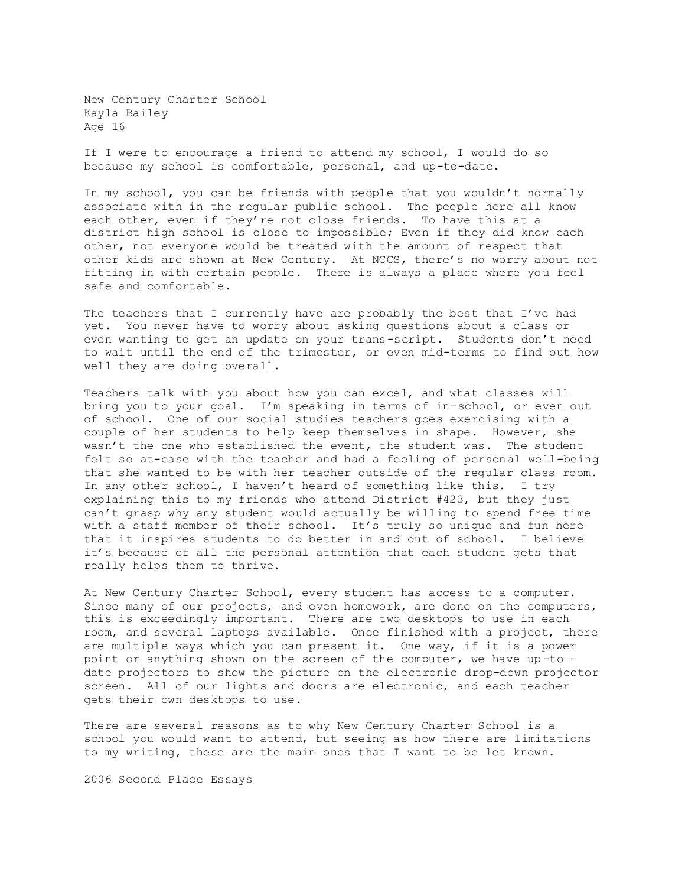New Century Charter School
Kayla Bailey
Age 16

If I were to encourage a friend to attend my school, I would do so because my school is comfortable, personal, and up-to-date.

In my school, you can be friends with people that you wouldn't normally associate with in the regular public school. The people here all know each other, even if they're not close friends. To have this at a district high school is close to impossible; Even if they did know each other, not everyone would be treated with the amount of respect that other kids are shown at New Century. At NCCS, there's no worry about not fitting in with certain people. There is always a place where you feel safe and comfortable.

The teachers that I currently have are probably the best that I've had yet. You never have to worry about asking questions about a class or even wanting to get an update on your trans-script. Students don't need to wait until the end of the trimester, or even mid-terms to find out how well they are doing overall.

Teachers talk with you about how you can excel, and what classes will bring you to your goal. I'm speaking in terms of in-school, or even out of school. One of our social studies teachers goes exercising with a couple of her students to help keep themselves in shape. However, she wasn't the one who established the event, the student was. The student felt so at-ease with the teacher and had a feeling of personal well-being that she wanted to be with her teacher outside of the regular class room. In any other school, I haven't heard of something like this. I try explaining this to my friends who attend District #423, but they just can't grasp why any student would actually be willing to spend free time with a staff member of their school. It's truly so unique and fun here that it inspires students to do better in and out of school. I believe it's because of all the personal attention that each student gets that really helps them to thrive.

At New Century Charter School, every student has access to a computer. Since many of our projects, and even homework, are done on the computers, this is exceedingly important. There are two desktops to use in each room, and several laptops available. Once finished with a project, there are multiple ways which you can present it. One way, if it is a power point or anything shown on the screen of the computer, we have up-to – date projectors to show the picture on the electronic drop-down projector screen. All of our lights and doors are electronic, and each teacher gets their own desktops to use.

There are several reasons as to why New Century Charter School is a school you would want to attend, but seeing as how there are limitations to my writing, these are the main ones that I want to be let known.

2006 Second Place Essays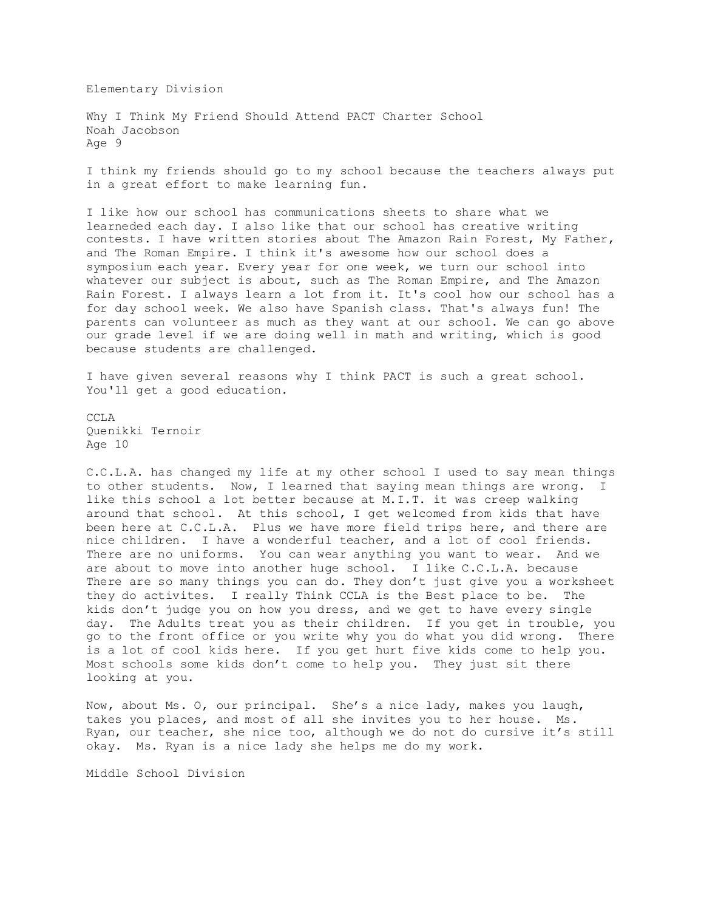## Elementary Division

### Why I Think My Friend Should Attend PACT Charter School

Noah Jacobson
Age 9

I think my friends should go to my school because the teachers always put in a great effort to make learning fun.

I like how our school has communications sheets to share what we learneded each day. I also like that our school has creative writing contests. I have written stories about The Amazon Rain Forest, My Father, and The Roman Empire. I think it's awesome how our school does a symposium each year. Every year for one week, we turn our school into whatever our subject is about, such as The Roman Empire, and The Amazon Rain Forest. I always learn a lot from it. It's cool how our school has a for day school week. We also have Spanish class. That's always fun! The parents can volunteer as much as they want at our school. We can go above our grade level if we are doing well in math and writing, which is good because students are challenged.

I have given several reasons why I think PACT is such a great school. You'll get a good education.

### CCLA

Quenikki Ternoir
Age 10

C.C.L.A. has changed my life at my other school I used to say mean things to other students. Now, I learned that saying mean things are wrong. I like this school a lot better because at M.I.T. it was creep walking around that school. At this school, I get welcomed from kids that have been here at C.C.L.A. Plus we have more field trips here, and there are nice children. I have a wonderful teacher, and a lot of cool friends. There are no uniforms. You can wear anything you want to wear. And we are about to move into another huge school. I like C.C.L.A. because There are so many things you can do. They don't just give you a worksheet they do activites. I really Think CCLA is the Best place to be. The kids don't judge you on how you dress, and we get to have every single day. The Adults treat you as their children. If you get in trouble, you go to the front office or you write why you do what you did wrong. There is a lot of cool kids here. If you get hurt five kids come to help you. Most schools some kids don't come to help you. They just sit there looking at you.

Now, about Ms. O, our principal. She's a nice lady, makes you laugh, takes you places, and most of all she invites you to her house. Ms. Ryan, our teacher, she nice too, although we do not do cursive it's still okay. Ms. Ryan is a nice lady she helps me do my work.

## Middle School Division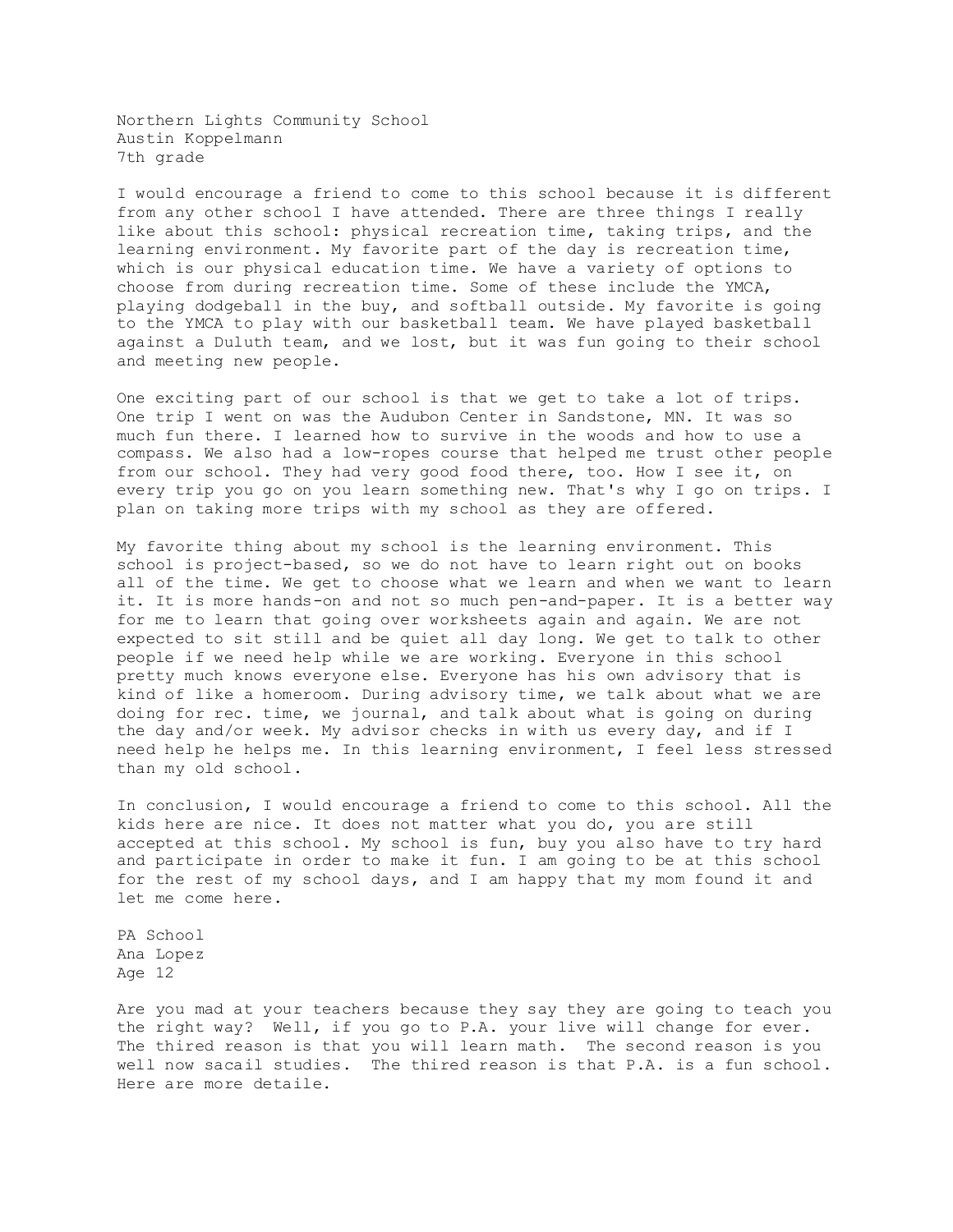Northern Lights Community School
Austin Koppelmann
7th grade

I would encourage a friend to come to this school because it is different from any other school I have attended. There are three things I really like about this school: physical recreation time, taking trips, and the learning environment. My favorite part of the day is recreation time, which is our physical education time. We have a variety of options to choose from during recreation time. Some of these include the YMCA, playing dodgeball in the buy, and softball outside. My favorite is going to the YMCA to play with our basketball team. We have played basketball against a Duluth team, and we lost, but it was fun going to their school and meeting new people.

One exciting part of our school is that we get to take a lot of trips. One trip I went on was the Audubon Center in Sandstone, MN. It was so much fun there. I learned how to survive in the woods and how to use a compass. We also had a low-ropes course that helped me trust other people from our school. They had very good food there, too. How I see it, on every trip you go on you learn something new. That's why I go on trips. I plan on taking more trips with my school as they are offered.

My favorite thing about my school is the learning environment. This school is project-based, so we do not have to learn right out on books all of the time. We get to choose what we learn and when we want to learn it. It is more hands-on and not so much pen-and-paper. It is a better way for me to learn that going over worksheets again and again. We are not expected to sit still and be quiet all day long. We get to talk to other people if we need help while we are working. Everyone in this school pretty much knows everyone else. Everyone has his own advisory that is kind of like a homeroom. During advisory time, we talk about what we are doing for rec. time, we journal, and talk about what is going on during the day and/or week. My advisor checks in with us every day, and if I need help he helps me. In this learning environment, I feel less stressed than my old school.

In conclusion, I would encourage a friend to come to this school. All the kids here are nice. It does not matter what you do, you are still accepted at this school. My school is fun, buy you also have to try hard and participate in order to make it fun. I am going to be at this school for the rest of my school days, and I am happy that my mom found it and let me come here.

PA School
Ana Lopez
Age 12

Are you mad at your teachers because they say they are going to teach you the right way? Well, if you go to P.A. your live will change for ever. The thired reason is that you will learn math. The second reason is you well now sacail studies. The thired reason is that P.A. is a fun school. Here are more detaile.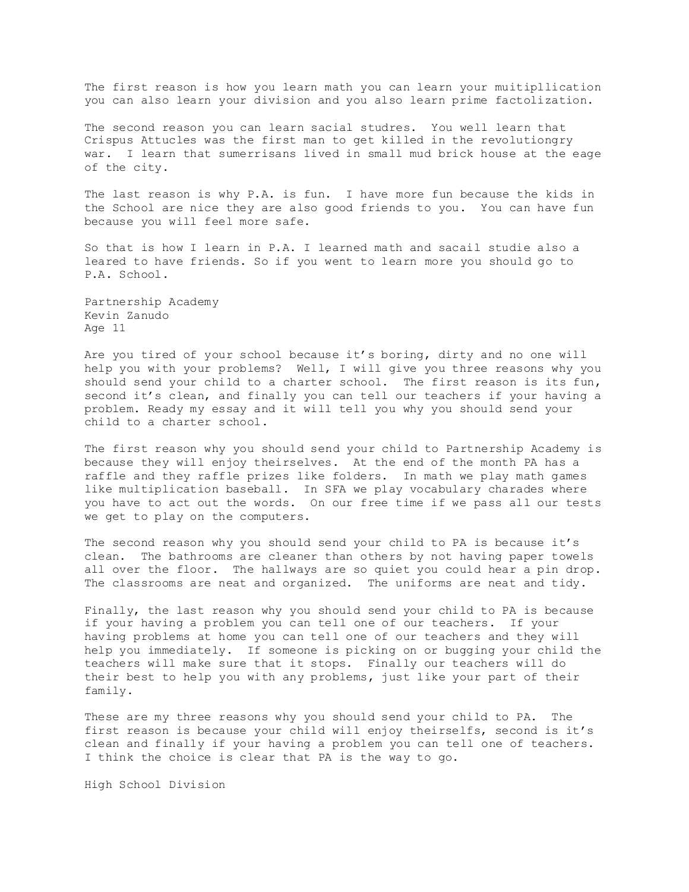The first reason is how you learn math you can learn your muitipllication you can also learn your division and you also learn prime factolization.

The second reason you can learn sacial studres. You well learn that Crispus Attucles was the first man to get killed in the revolutiongry war. I learn that sumerrisans lived in small mud brick house at the eage of the city.

The last reason is why P.A. is fun. I have more fun because the kids in the School are nice they are also good friends to you. You can have fun because you will feel more safe.

So that is how I learn in P.A. I learned math and sacail studie also a leared to have friends. So if you went to learn more you should go to P.A. School.

Partnership Academy
Kevin Zanudo
Age 11

Are you tired of your school because it's boring, dirty and no one will help you with your problems? Well, I will give you three reasons why you should send your child to a charter school. The first reason is its fun, second it's clean, and finally you can tell our teachers if your having a problem. Ready my essay and it will tell you why you should send your child to a charter school.

The first reason why you should send your child to Partnership Academy is because they will enjoy theirselves. At the end of the month PA has a raffle and they raffle prizes like folders. In math we play math games like multiplication baseball. In SFA we play vocabulary charades where you have to act out the words. On our free time if we pass all our tests we get to play on the computers.

The second reason why you should send your child to PA is because it's clean. The bathrooms are cleaner than others by not having paper towels all over the floor. The hallways are so quiet you could hear a pin drop. The classrooms are neat and organized. The uniforms are neat and tidy.

Finally, the last reason why you should send your child to PA is because if your having a problem you can tell one of our teachers. If your having problems at home you can tell one of our teachers and they will help you immediately. If someone is picking on or bugging your child the teachers will make sure that it stops. Finally our teachers will do their best to help you with any problems, just like your part of their family.

These are my three reasons why you should send your child to PA. The first reason is because your child will enjoy theirselfs, second is it's clean and finally if your having a problem you can tell one of teachers. I think the choice is clear that PA is the way to go.

High School Division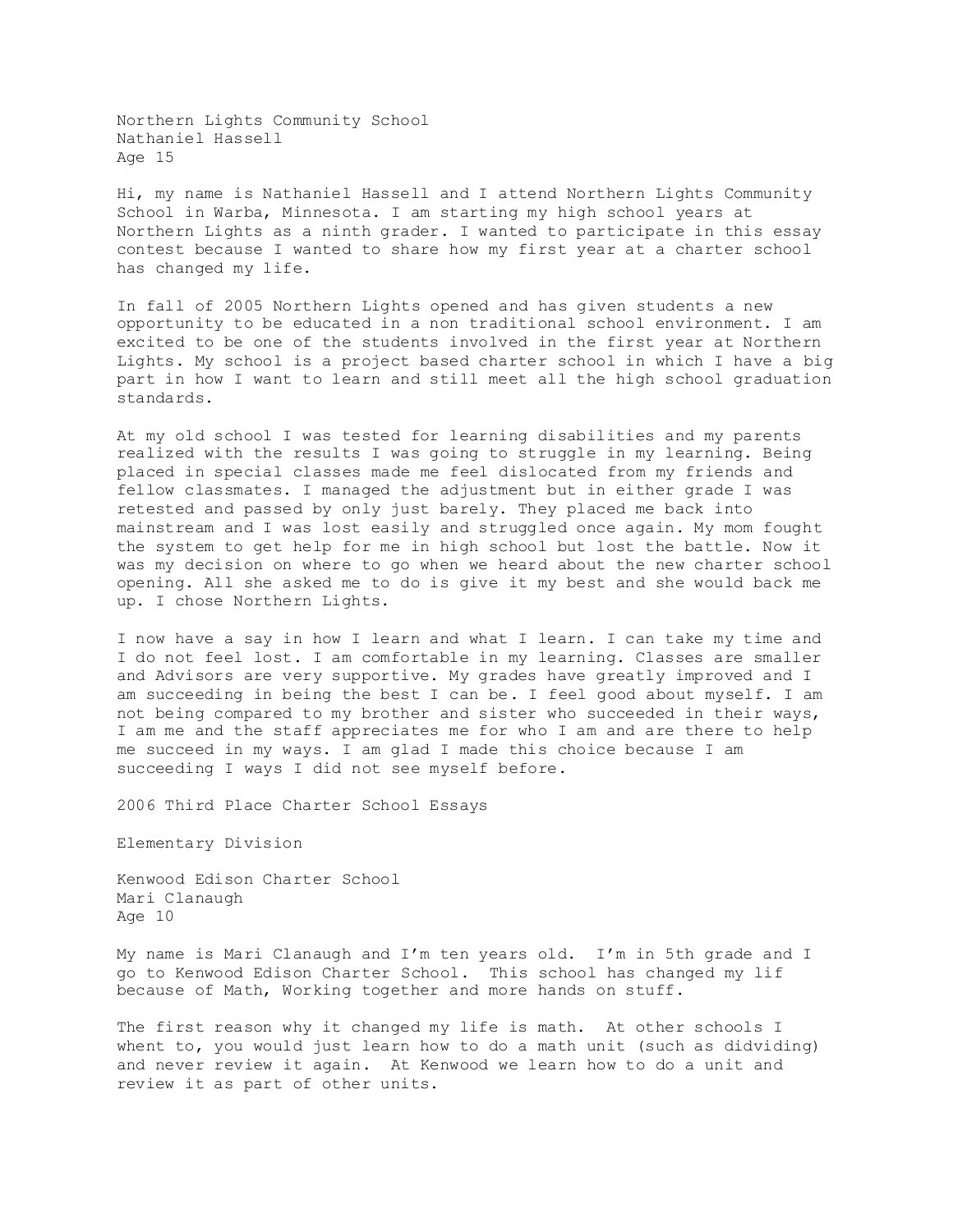Northern Lights Community School
Nathaniel Hassell
Age 15

Hi, my name is Nathaniel Hassell and I attend Northern Lights Community School in Warba, Minnesota. I am starting my high school years at Northern Lights as a ninth grader. I wanted to participate in this essay contest because I wanted to share how my first year at a charter school has changed my life.

In fall of 2005 Northern Lights opened and has given students a new opportunity to be educated in a non traditional school environment. I am excited to be one of the students involved in the first year at Northern Lights. My school is a project based charter school in which I have a big part in how I want to learn and still meet all the high school graduation standards.

At my old school I was tested for learning disabilities and my parents realized with the results I was going to struggle in my learning. Being placed in special classes made me feel dislocated from my friends and fellow classmates. I managed the adjustment but in either grade I was retested and passed by only just barely. They placed me back into mainstream and I was lost easily and struggled once again. My mom fought the system to get help for me in high school but lost the battle. Now it was my decision on where to go when we heard about the new charter school opening. All she asked me to do is give it my best and she would back me up. I chose Northern Lights.

I now have a say in how I learn and what I learn. I can take my time and I do not feel lost. I am comfortable in my learning. Classes are smaller and Advisors are very supportive. My grades have greatly improved and I am succeeding in being the best I can be. I feel good about myself. I am not being compared to my brother and sister who succeeded in their ways, I am me and the staff appreciates me for who I am and are there to help me succeed in my ways. I am glad I made this choice because I am succeeding I ways I did not see myself before.

## 2006 Third Place Charter School Essays

### Elementary Division

Kenwood Edison Charter School
Mari Clanaugh
Age 10

My name is Mari Clanaugh and I'm ten years old. I'm in 5th grade and I go to Kenwood Edison Charter School. This school has changed my lif because of Math, Working together and more hands on stuff.

The first reason why it changed my life is math. At other schools I whent to, you would just learn how to do a math unit (such as didviding) and never review it again. At Kenwood we learn how to do a unit and review it as part of other units.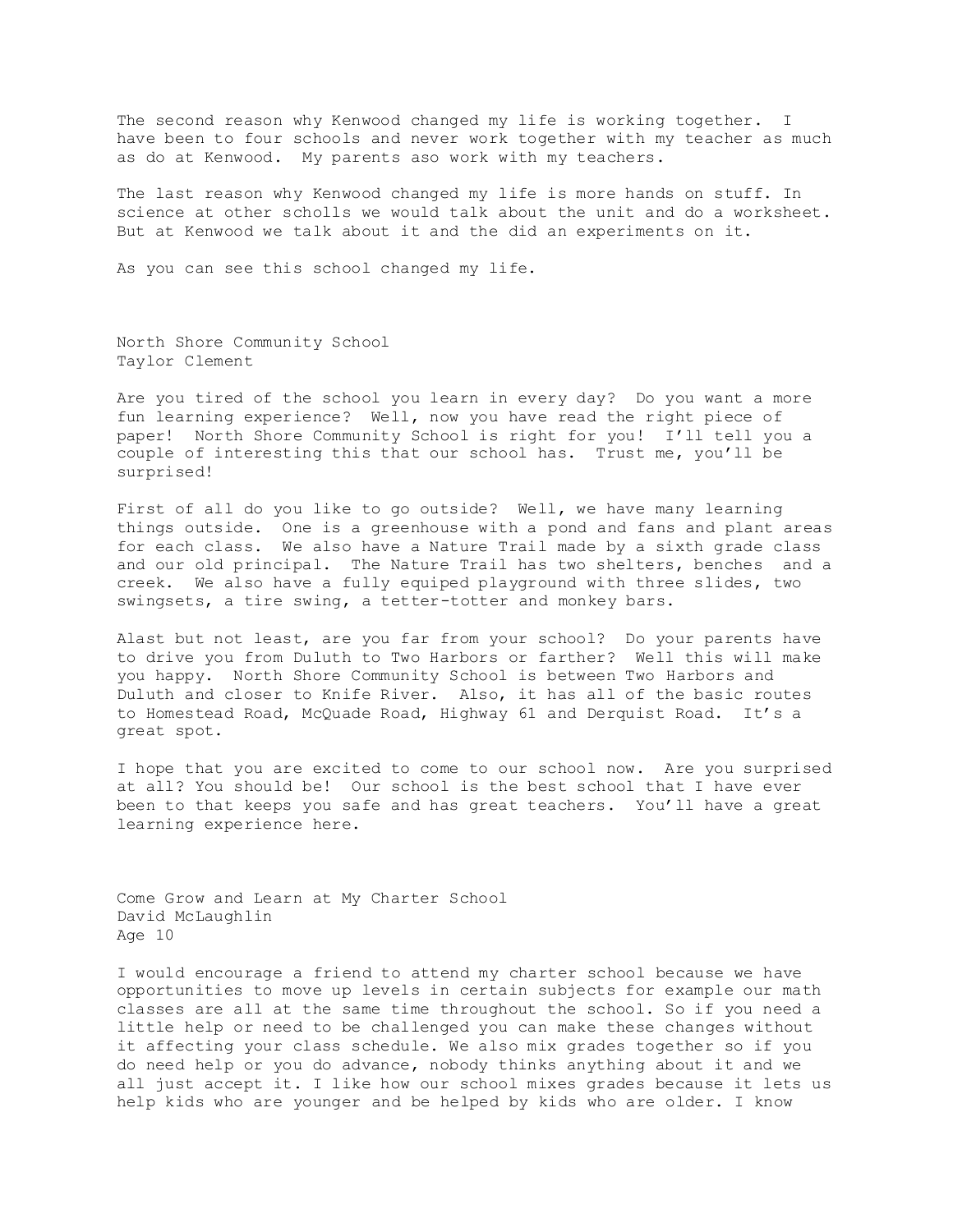The second reason why Kenwood changed my life is working together. I have been to four schools and never work together with my teacher as much as do at Kenwood. My parents aso work with my teachers.

The last reason why Kenwood changed my life is more hands on stuff. In science at other scholls we would talk about the unit and do a worksheet. But at Kenwood we talk about it and the did an experiments on it.

As you can see this school changed my life.

## North Shore Community School

Taylor Clement

Are you tired of the school you learn in every day? Do you want a more fun learning experience? Well, now you have read the right piece of paper! North Shore Community School is right for you! I'll tell you a couple of interesting this that our school has. Trust me, you'll be surprised!

First of all do you like to go outside? Well, we have many learning things outside. One is a greenhouse with a pond and fans and plant areas for each class. We also have a Nature Trail made by a sixth grade class and our old principal. The Nature Trail has two shelters, benches and a creek. We also have a fully equiped playground with three slides, two swingsets, a tire swing, a tetter-totter and monkey bars.

Alast but not least, are you far from your school? Do your parents have to drive you from Duluth to Two Harbors or farther? Well this will make you happy. North Shore Community School is between Two Harbors and Duluth and closer to Knife River. Also, it has all of the basic routes to Homestead Road, McQuade Road, Highway 61 and Derquist Road. It's a great spot.

I hope that you are excited to come to our school now. Are you surprised at all? You should be! Our school is the best school that I have ever been to that keeps you safe and has great teachers. You'll have a great learning experience here.

## Come Grow and Learn at My Charter School

David McLaughlin  
Age 10

I would encourage a friend to attend my charter school because we have opportunities to move up levels in certain subjects for example our math classes are all at the same time throughout the school. So if you need a little help or need to be challenged you can make these changes without it affecting your class schedule. We also mix grades together so if you do need help or you do advance, nobody thinks anything about it and we all just accept it. I like how our school mixes grades because it lets us help kids who are younger and be helped by kids who are older. I know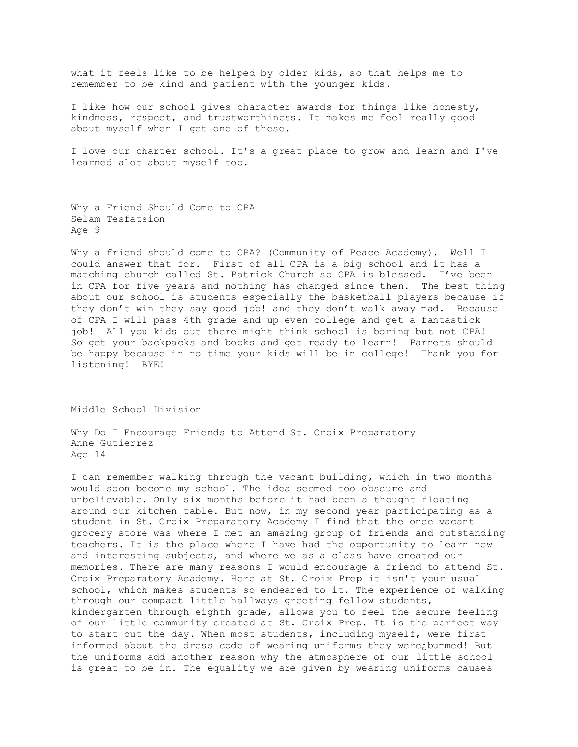what it feels like to be helped by older kids, so that helps me to remember to be kind and patient with the younger kids.

I like how our school gives character awards for things like honesty, kindness, respect, and trustworthiness. It makes me feel really good about myself when I get one of these.

I love our charter school. It's a great place to grow and learn and I've learned alot about myself too.

Why a Friend Should Come to CPA
Selam Tesfatsion
Age 9

Why a friend should come to CPA? (Community of Peace Academy). Well I could answer that for. First of all CPA is a big school and it has a matching church called St. Patrick Church so CPA is blessed. I've been in CPA for five years and nothing has changed since then. The best thing about our school is students especially the basketball players because if they don't win they say good job! and they don't walk away mad. Because of CPA I will pass 4th grade and up even college and get a fantastick job! All you kids out there might think school is boring but not CPA! So get your backpacks and books and get ready to learn! Parnets should be happy because in no time your kids will be in college! Thank you for listening! BYE!

Middle School Division

Why Do I Encourage Friends to Attend St. Croix Preparatory
Anne Gutierrez
Age 14

I can remember walking through the vacant building, which in two months would soon become my school. The idea seemed too obscure and unbelievable. Only six months before it had been a thought floating around our kitchen table. But now, in my second year participating as a student in St. Croix Preparatory Academy I find that the once vacant grocery store was where I met an amazing group of friends and outstanding teachers. It is the place where I have had the opportunity to learn new and interesting subjects, and where we as a class have created our memories. There are many reasons I would encourage a friend to attend St. Croix Preparatory Academy. Here at St. Croix Prep it isn't your usual school, which makes students so endeared to it. The experience of walking through our compact little hallways greeting fellow students, kindergarten through eighth grade, allows you to feel the secure feeling of our little community created at St. Croix Prep. It is the perfect way to start out the day. When most students, including myself, were first informed about the dress code of wearing uniforms they were¿bummed! But the uniforms add another reason why the atmosphere of our little school is great to be in. The equality we are given by wearing uniforms causes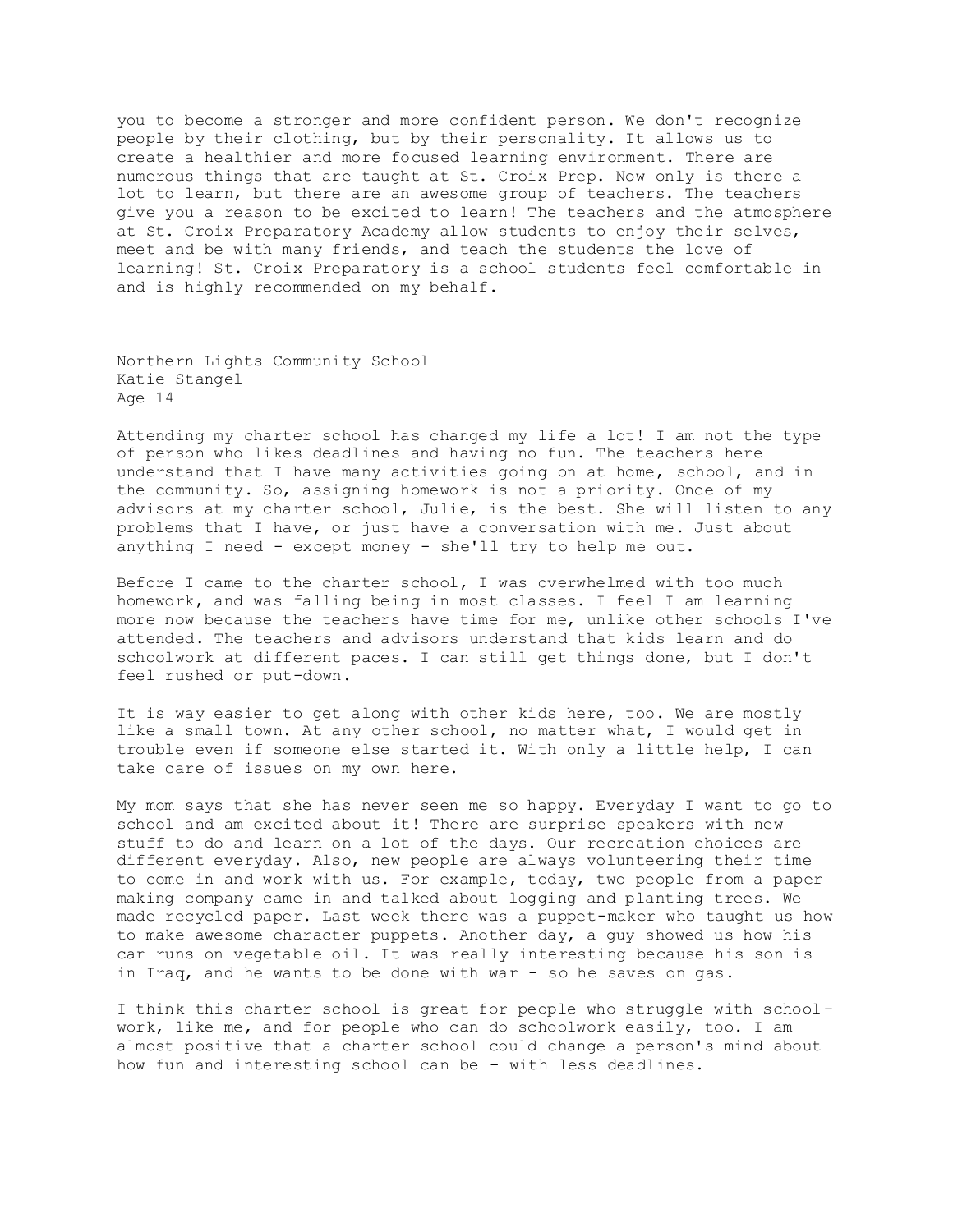you to become a stronger and more confident person. We don't recognize people by their clothing, but by their personality. It allows us to create a healthier and more focused learning environment. There are numerous things that are taught at St. Croix Prep. Now only is there a lot to learn, but there are an awesome group of teachers. The teachers give you a reason to be excited to learn! The teachers and the atmosphere at St. Croix Preparatory Academy allow students to enjoy their selves, meet and be with many friends, and teach the students the love of learning! St. Croix Preparatory is a school students feel comfortable in and is highly recommended on my behalf.

Northern Lights Community School
Katie Stangel
Age 14

Attending my charter school has changed my life a lot! I am not the type of person who likes deadlines and having no fun. The teachers here understand that I have many activities going on at home, school, and in the community. So, assigning homework is not a priority. Once of my advisors at my charter school, Julie, is the best. She will listen to any problems that I have, or just have a conversation with me. Just about anything I need - except money - she'll try to help me out.

Before I came to the charter school, I was overwhelmed with too much homework, and was falling being in most classes. I feel I am learning more now because the teachers have time for me, unlike other schools I've attended. The teachers and advisors understand that kids learn and do schoolwork at different paces. I can still get things done, but I don't feel rushed or put-down.

It is way easier to get along with other kids here, too. We are mostly like a small town. At any other school, no matter what, I would get in trouble even if someone else started it. With only a little help, I can take care of issues on my own here.

My mom says that she has never seen me so happy. Everyday I want to go to school and am excited about it! There are surprise speakers with new stuff to do and learn on a lot of the days. Our recreation choices are different everyday. Also, new people are always volunteering their time to come in and work with us. For example, today, two people from a paper making company came in and talked about logging and planting trees. We made recycled paper. Last week there was a puppet-maker who taught us how to make awesome character puppets. Another day, a guy showed us how his car runs on vegetable oil. It was really interesting because his son is in Iraq, and he wants to be done with war - so he saves on gas.

I think this charter school is great for people who struggle with school-work, like me, and for people who can do schoolwork easily, too. I am almost positive that a charter school could change a person's mind about how fun and interesting school can be - with less deadlines.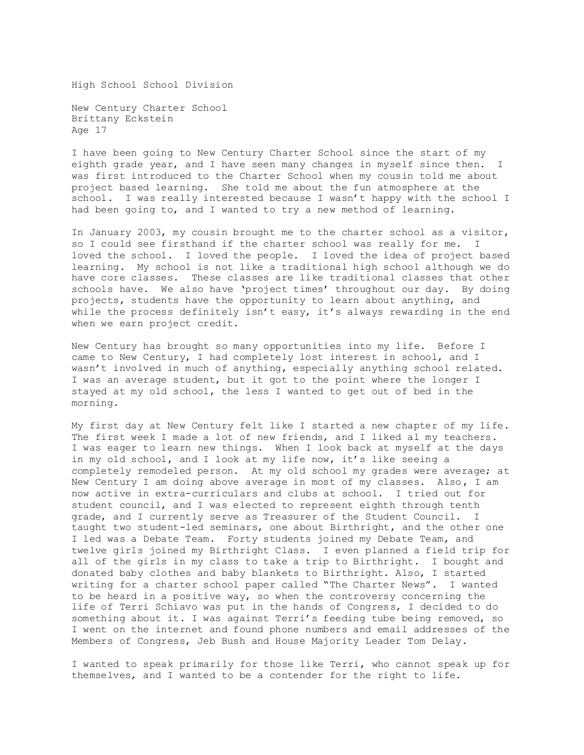High School School Division

New Century Charter School
Brittany Eckstein
Age 17

I have been going to New Century Charter School since the start of my eighth grade year, and I have seen many changes in myself since then. I was first introduced to the Charter School when my cousin told me about project based learning. She told me about the fun atmosphere at the school. I was really interested because I wasn't happy with the school I had been going to, and I wanted to try a new method of learning.

In January 2003, my cousin brought me to the charter school as a visitor, so I could see firsthand if the charter school was really for me. I loved the school. I loved the people. I loved the idea of project based learning. My school is not like a traditional high school although we do have core classes. These classes are like traditional classes that other schools have. We also have 'project times' throughout our day. By doing projects, students have the opportunity to learn about anything, and while the process definitely isn't easy, it's always rewarding in the end when we earn project credit.

New Century has brought so many opportunities into my life. Before I came to New Century, I had completely lost interest in school, and I wasn't involved in much of anything, especially anything school related. I was an average student, but it got to the point where the longer I stayed at my old school, the less I wanted to get out of bed in the morning.

My first day at New Century felt like I started a new chapter of my life. The first week I made a lot of new friends, and I liked al my teachers. I was eager to learn new things. When I look back at myself at the days in my old school, and I look at my life now, it's like seeing a completely remodeled person. At my old school my grades were average; at New Century I am doing above average in most of my classes. Also, I am now active in extra-curriculars and clubs at school. I tried out for student council, and I was elected to represent eighth through tenth grade, and I currently serve as Treasurer of the Student Council. I taught two student-led seminars, one about Birthright, and the other one I led was a Debate Team. Forty students joined my Debate Team, and twelve girls joined my Birthright Class. I even planned a field trip for all of the girls in my class to take a trip to Birthright. I bought and donated baby clothes and baby blankets to Birthright. Also, I started writing for a charter school paper called "The Charter News". I wanted to be heard in a positive way, so when the controversy concerning the life of Terri Schiavo was put in the hands of Congress, I decided to do something about it. I was against Terri's feeding tube being removed, so I went on the internet and found phone numbers and email addresses of the Members of Congress, Jeb Bush and House Majority Leader Tom Delay.

I wanted to speak primarily for those like Terri, who cannot speak up for themselves, and I wanted to be a contender for the right to life.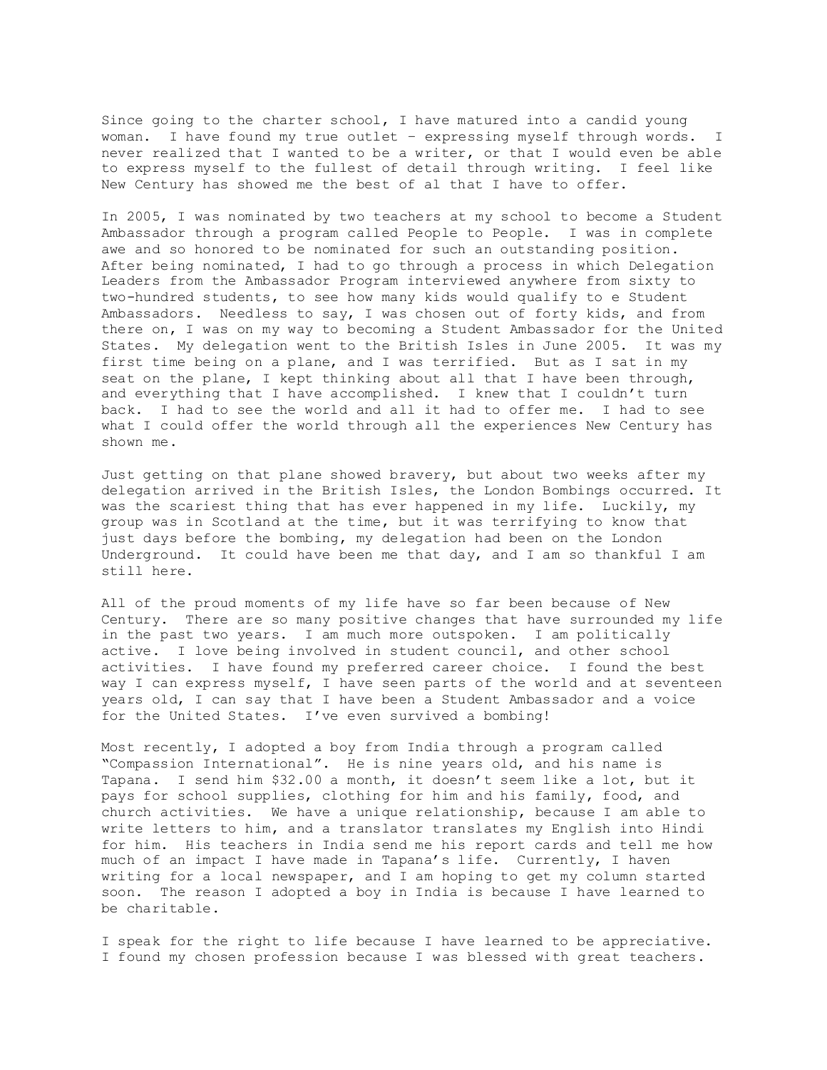Since going to the charter school, I have matured into a candid young woman. I have found my true outlet – expressing myself through words. I never realized that I wanted to be a writer, or that I would even be able to express myself to the fullest of detail through writing. I feel like New Century has showed me the best of al that I have to offer.

In 2005, I was nominated by two teachers at my school to become a Student Ambassador through a program called People to People. I was in complete awe and so honored to be nominated for such an outstanding position. After being nominated, I had to go through a process in which Delegation Leaders from the Ambassador Program interviewed anywhere from sixty to two-hundred students, to see how many kids would qualify to e Student Ambassadors. Needless to say, I was chosen out of forty kids, and from there on, I was on my way to becoming a Student Ambassador for the United States. My delegation went to the British Isles in June 2005. It was my first time being on a plane, and I was terrified. But as I sat in my seat on the plane, I kept thinking about all that I have been through, and everything that I have accomplished. I knew that I couldn't turn back. I had to see the world and all it had to offer me. I had to see what I could offer the world through all the experiences New Century has shown me.

Just getting on that plane showed bravery, but about two weeks after my delegation arrived in the British Isles, the London Bombings occurred. It was the scariest thing that has ever happened in my life. Luckily, my group was in Scotland at the time, but it was terrifying to know that just days before the bombing, my delegation had been on the London Underground. It could have been me that day, and I am so thankful I am still here.

All of the proud moments of my life have so far been because of New Century. There are so many positive changes that have surrounded my life in the past two years. I am much more outspoken. I am politically active. I love being involved in student council, and other school activities. I have found my preferred career choice. I found the best way I can express myself, I have seen parts of the world and at seventeen years old, I can say that I have been a Student Ambassador and a voice for the United States. I've even survived a bombing!

Most recently, I adopted a boy from India through a program called "Compassion International". He is nine years old, and his name is Tapana. I send him $32.00 a month, it doesn't seem like a lot, but it pays for school supplies, clothing for him and his family, food, and church activities. We have a unique relationship, because I am able to write letters to him, and a translator translates my English into Hindi for him. His teachers in India send me his report cards and tell me how much of an impact I have made in Tapana's life. Currently, I haven writing for a local newspaper, and I am hoping to get my column started soon. The reason I adopted a boy in India is because I have learned to be charitable.

I speak for the right to life because I have learned to be appreciative. I found my chosen profession because I was blessed with great teachers.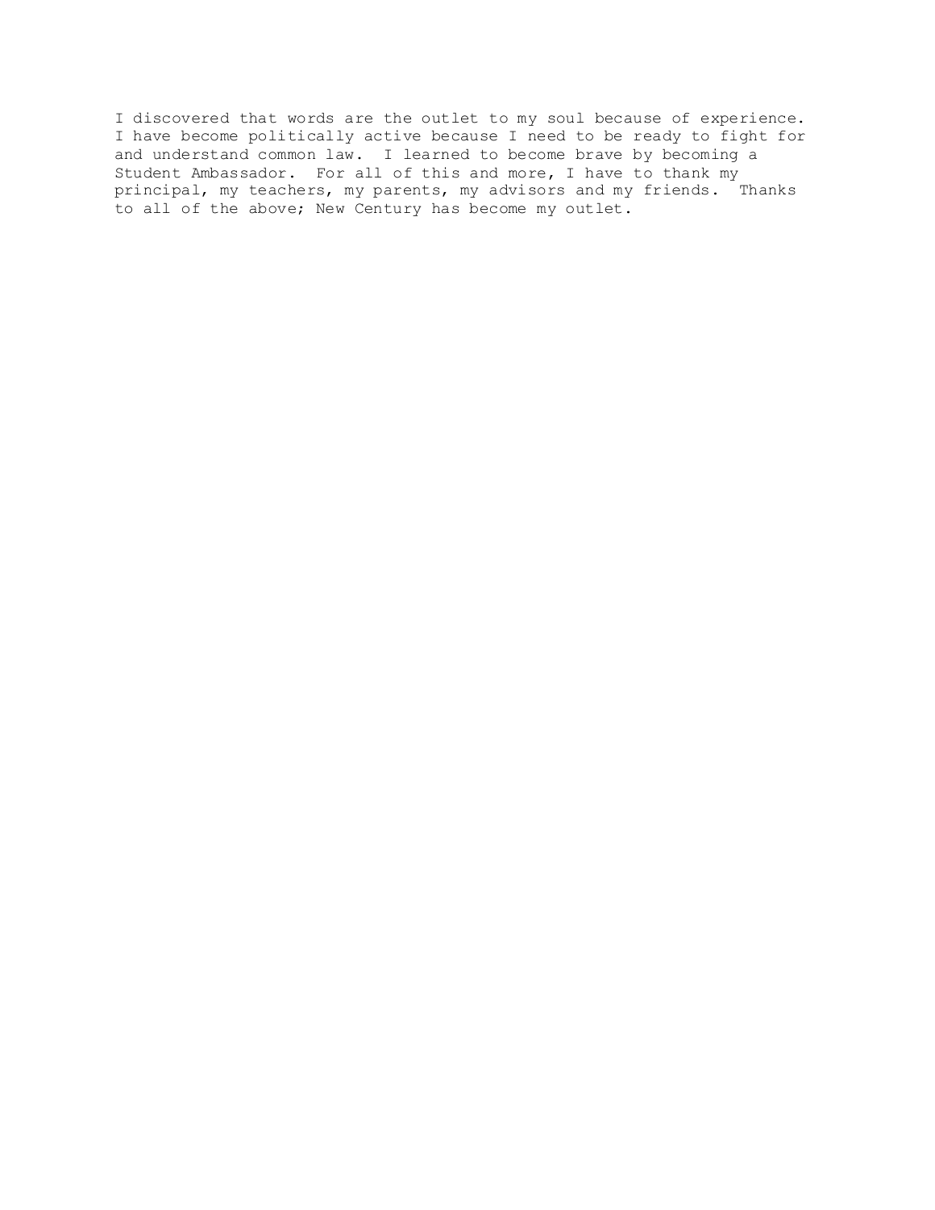I discovered that words are the outlet to my soul because of experience. I have become politically active because I need to be ready to fight for and understand common law. I learned to become brave by becoming a Student Ambassador. For all of this and more, I have to thank my principal, my teachers, my parents, my advisors and my friends. Thanks to all of the above; New Century has become my outlet.